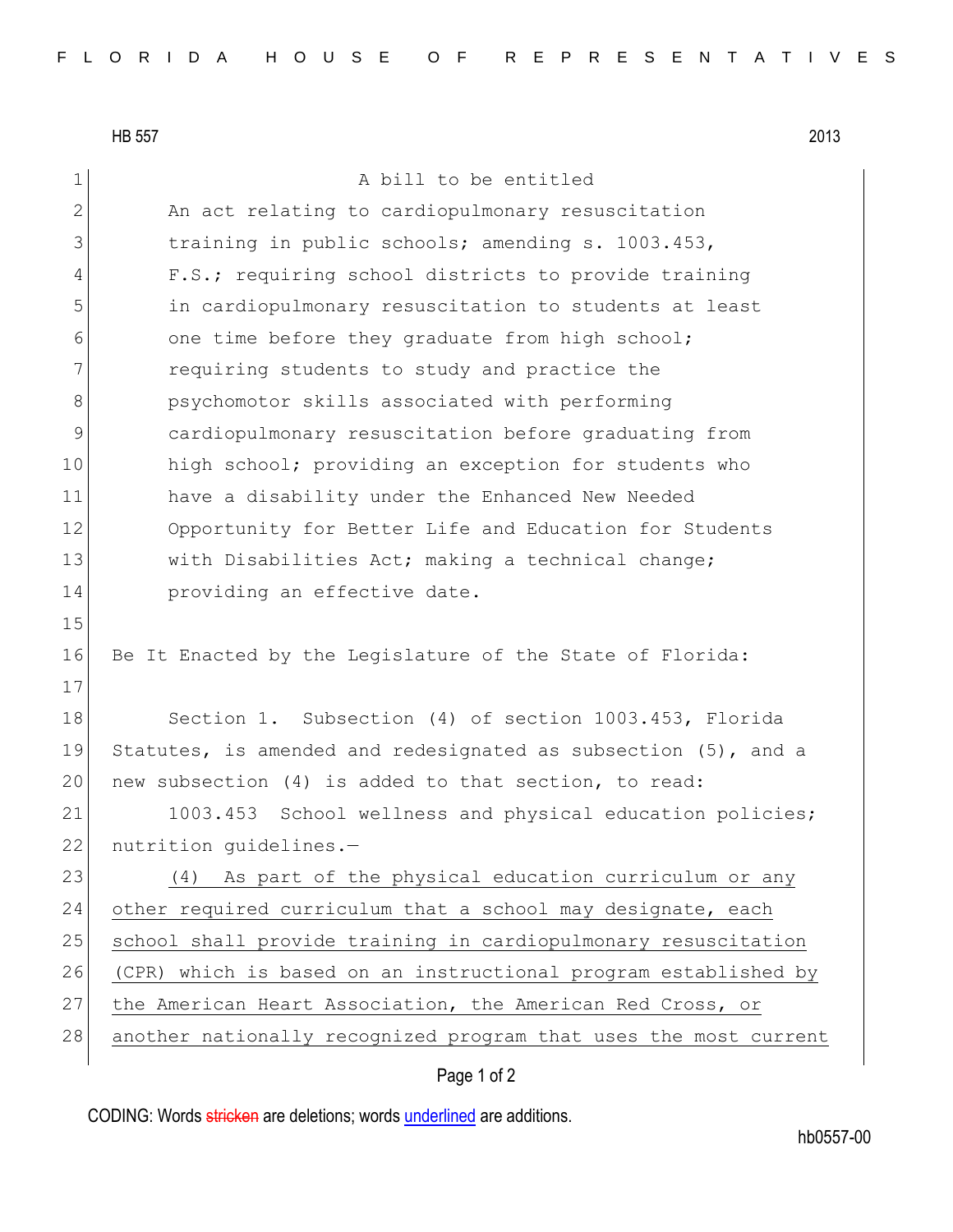HB 557 2013

A bill to be entitled

An act relating to cardiopulmonary resuscitation training in public schools; amending s. 1003.453, F.S.; requiring school districts to provide training in cardiopulmonary resuscitation to students at least one time before they graduate from high school; requiring students to study and practice the psychomotor skills associated with performing cardiopulmonary resuscitation before graduating from high school; providing an exception for students who have a disability under the Enhanced New Needed Opportunity for Better Life and Education for Students with Disabilities Act; making a technical change; providing an effective date.

Be It Enacted by the Legislature of the State of Florida:

Section 1. Subsection (4) of section 1003.453, Florida Statutes, is amended and redesignated as subsection (5), and a new subsection (4) is added to that section, to read:

1003.453 School wellness and physical education policies; nutrition guidelines.—

<u>(4) As part of the physical education curriculum or any other required curriculum that a school may designate, each school shall provide training in cardiopulmonary resuscitation (CPR) which is based on an instructional program established by the American Heart Association, the American Red Cross, or another nationally recognized program that uses the most current</u>

CODING: Words ~~stricken~~ are deletions; words <u>underlined</u> are additions.

hb0557-00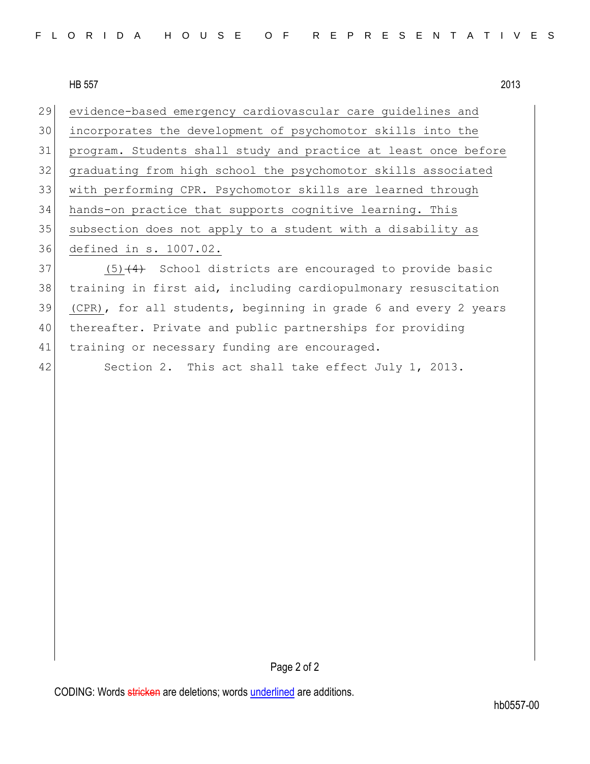evidence-based emergency cardiovascular care guidelines and incorporates the development of psychomotor skills into the program. Students shall study and practice at least once before graduating from high school the psychomotor skills associated with performing CPR. Psychomotor skills are learned through hands-on practice that supports cognitive learning. This subsection does not apply to a student with a disability as defined in s. 1007.02.

(5)~~(4)~~ School districts are encouraged to provide basic training in first aid, including cardiopulmonary resuscitation (CPR), for all students, beginning in grade 6 and every 2 years thereafter. Private and public partnerships for providing training or necessary funding are encouraged.

Section 2. This act shall take effect July 1, 2013.